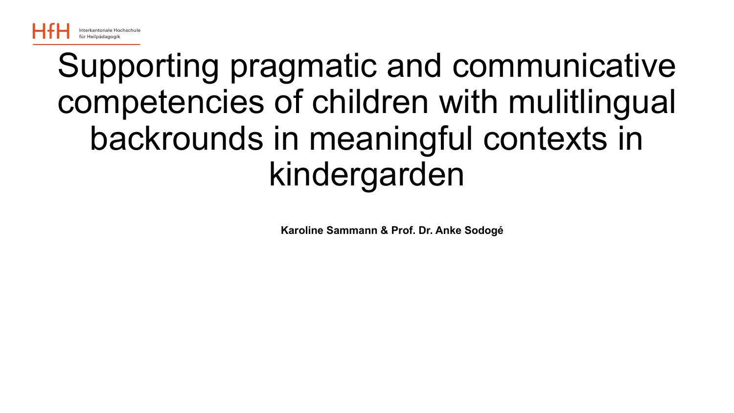HfH Interkantonale Hochschule für Heilpädagogik

# Supporting pragmatic and communicative competencies of children with mulitlingual backrounds in meaningful contexts in kindergarden

**Karoline Sammann & Prof. Dr. Anke Sodogé**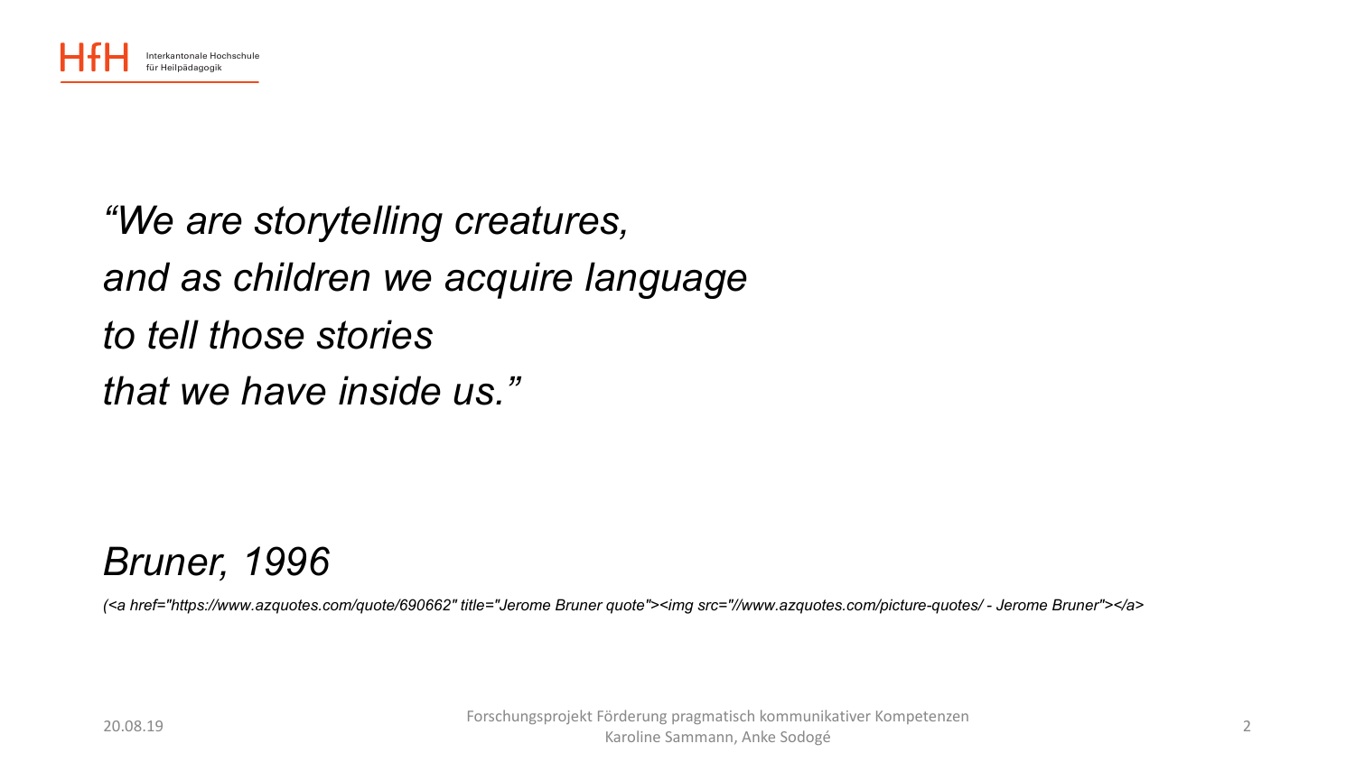*"We are storytelling creatures,*
*and as children we acquire language*
*to tell those stories*
*that we have inside us."*

*Bruner, 1996*

*(<a href="https://www.azquotes.com/quote/690662" title="Jerome Bruner quote"><img src="//www.azquotes.com/picture-quotes/ - Jerome Bruner"></a>*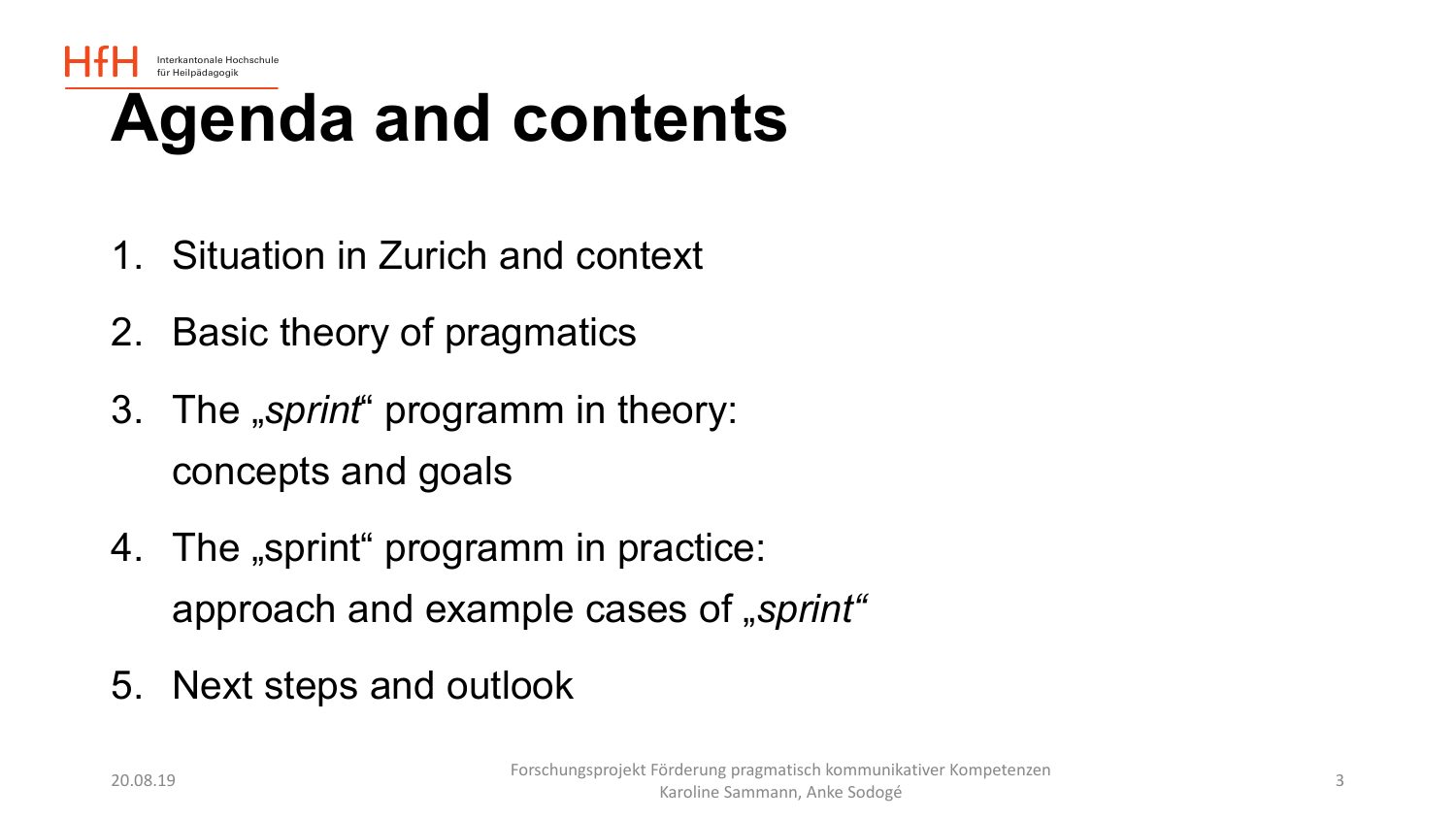# Agenda and contents

1. Situation in Zurich and context
2. Basic theory of pragmatics
3. The „*sprint*" programm in theory: concepts and goals
4. The „sprint" programm in practice: approach and example cases of „*sprint*"
5. Next steps and outlook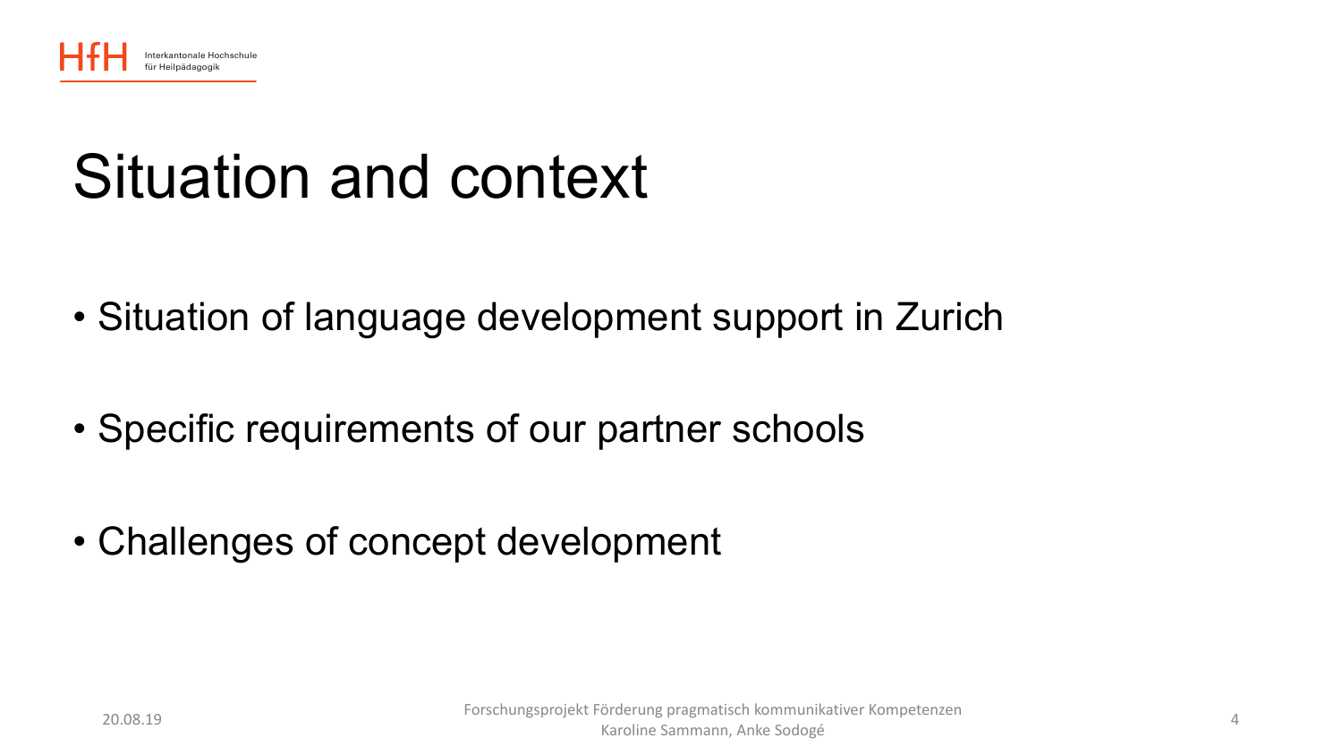# Situation and context

- Situation of language development support in Zurich
- Specific requirements of our partner schools
- Challenges of concept development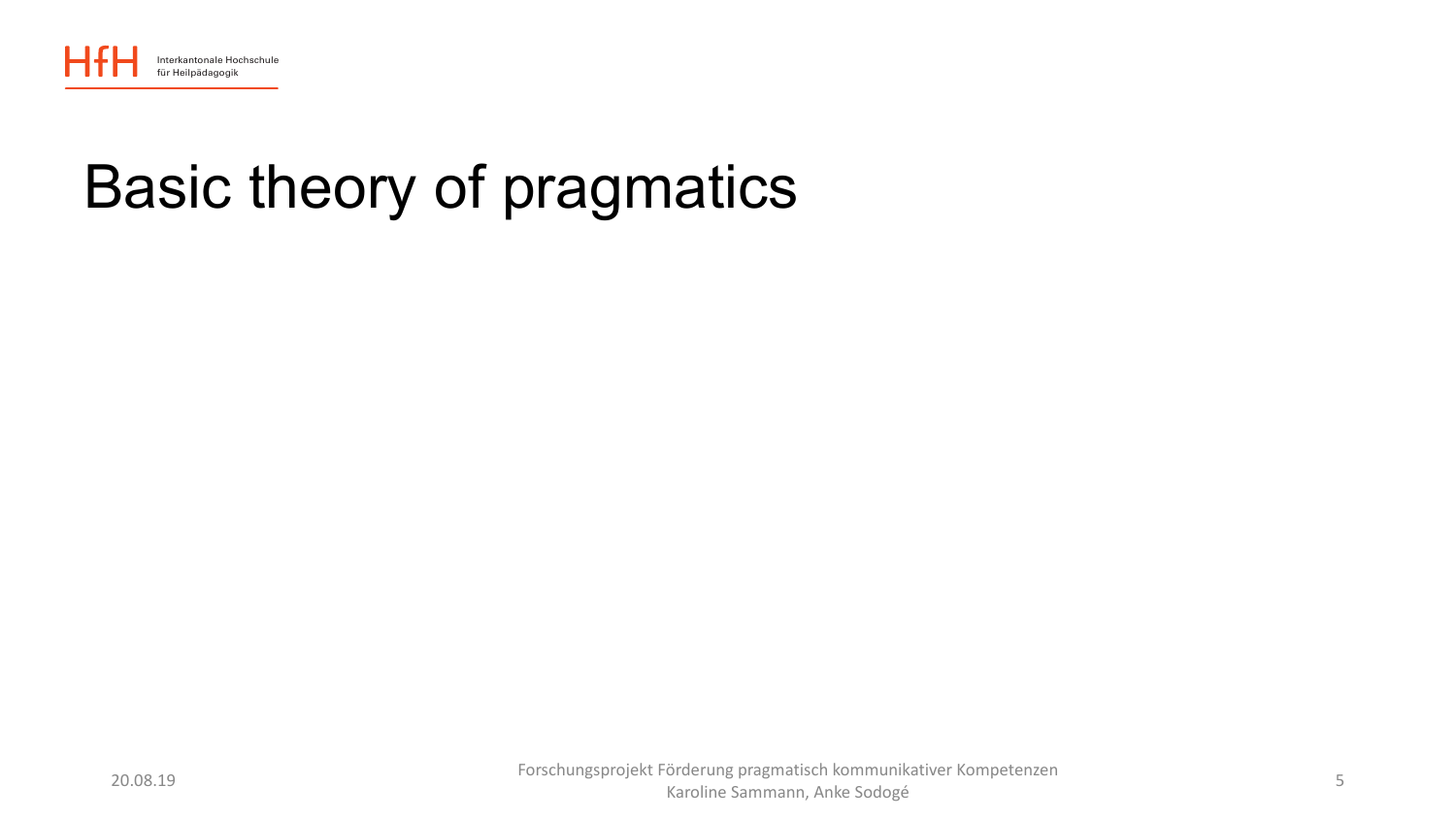# Basic theory of pragmatics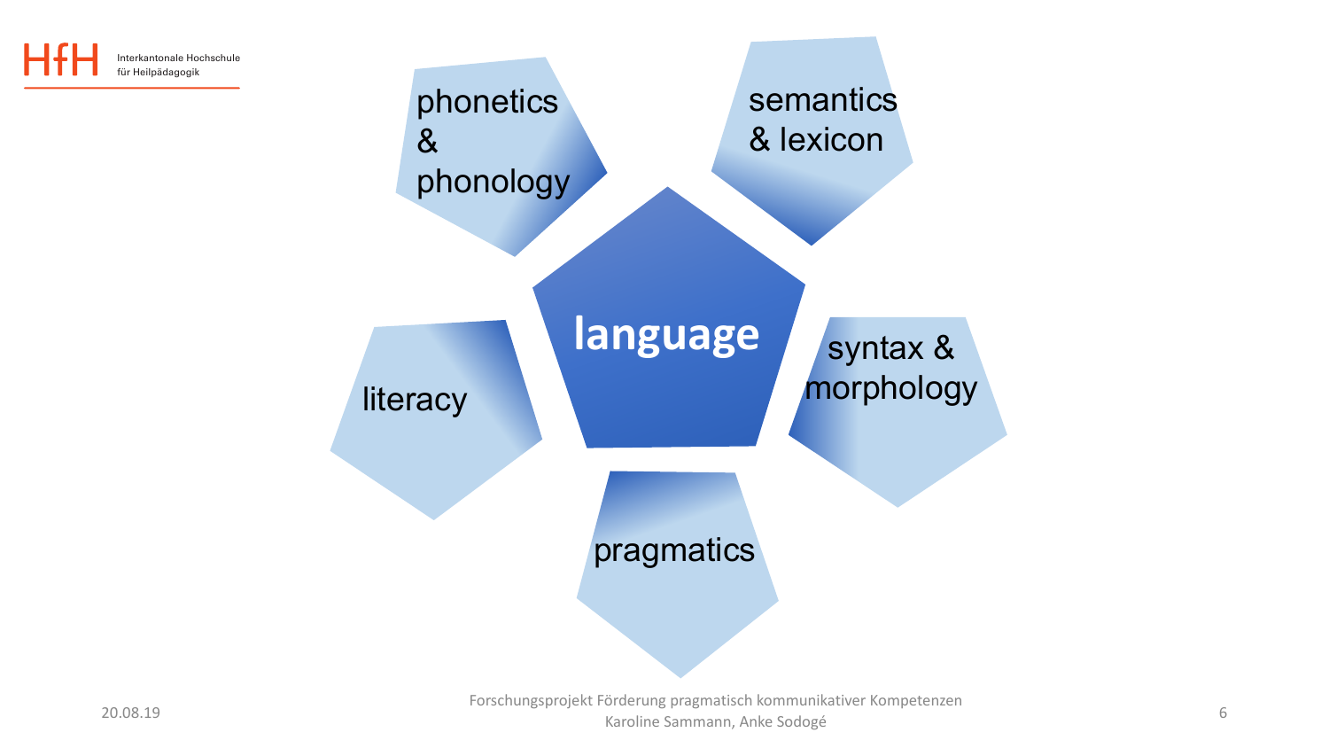**language**

- phonetics & phonology
- semantics & lexicon
- syntax & morphology
- pragmatics
- literacy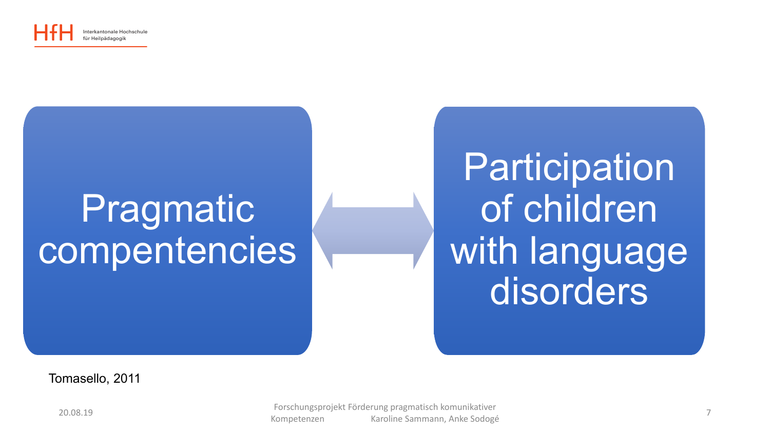Pragmatic compentencies

↔

Participation of children with language disorders

Tomasello, 2011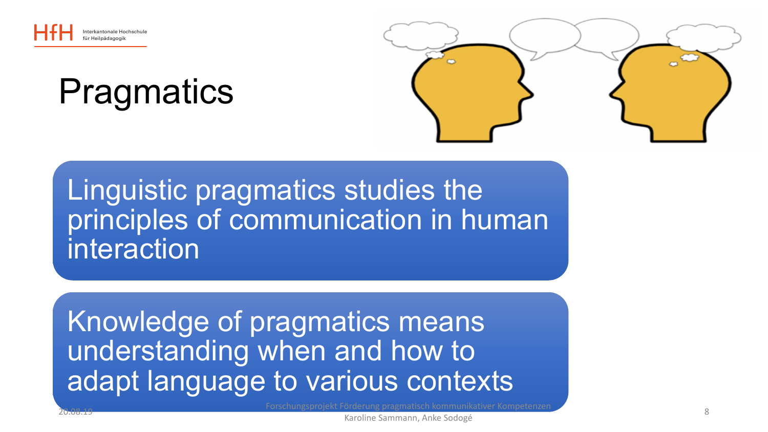# Pragmatics

Linguistic pragmatics studies the principles of communication in human interaction

Knowledge of pragmatics means understanding when and how to adapt language to various contexts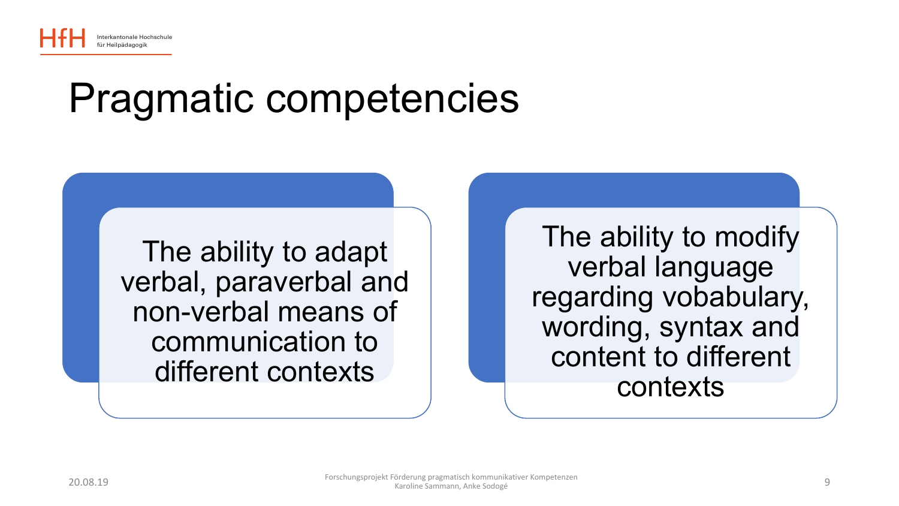# Pragmatic competencies

The ability to adapt verbal, paraverbal and non-verbal means of communication to different contexts

The ability to modify verbal language regarding vobabulary, wording, syntax and content to different contexts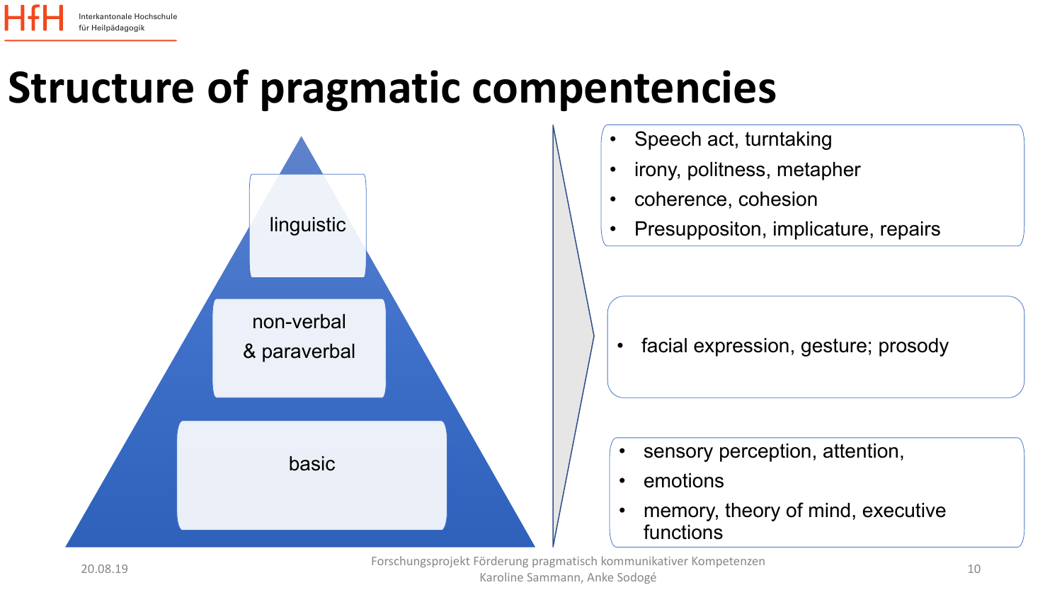# Structure of pragmatic compentencies

**linguistic**

- Speech act, turntaking
- irony, politness, metapher
- coherence, cohesion
- Presuppositon, implicature, repairs

**non-verbal & paraverbal**

- facial expression, gesture; prosody

**basic**

- sensory perception, attention,
- emotions
- memory, theory of mind, executive functions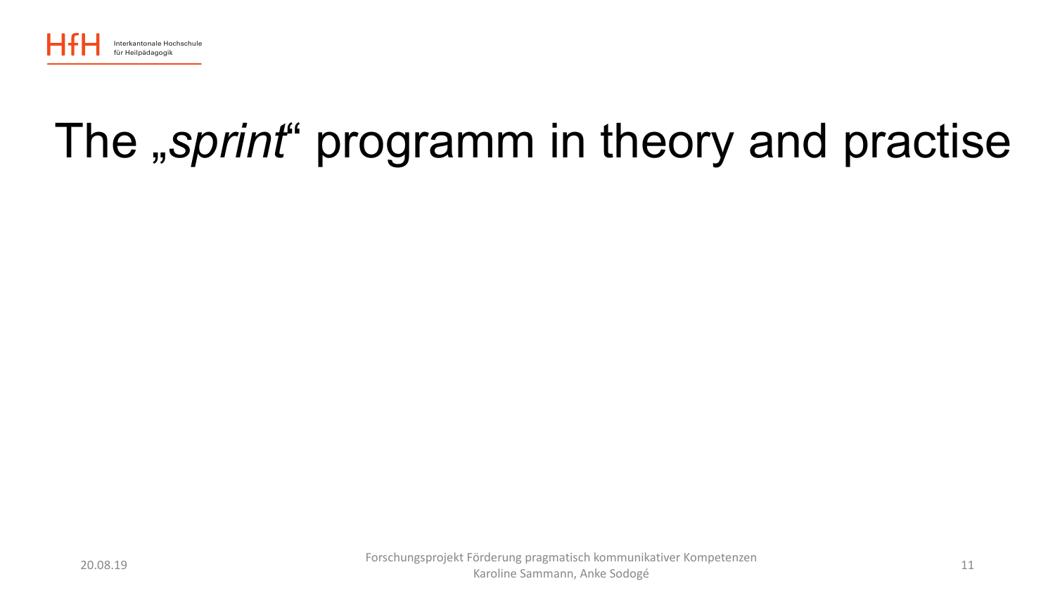# The „*sprint*" programm in theory and practise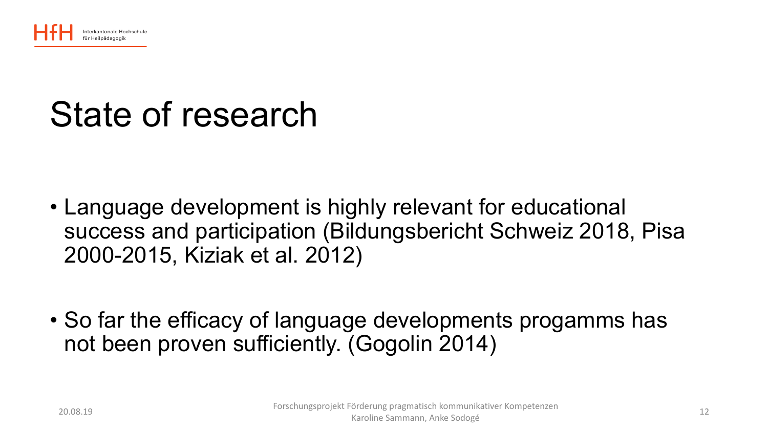# State of research

- Language development is highly relevant for educational success and participation (Bildungsbericht Schweiz 2018, Pisa 2000-2015, Kiziak et al. 2012)

- So far the efficacy of language developments progamms has not been proven sufficiently. (Gogolin 2014)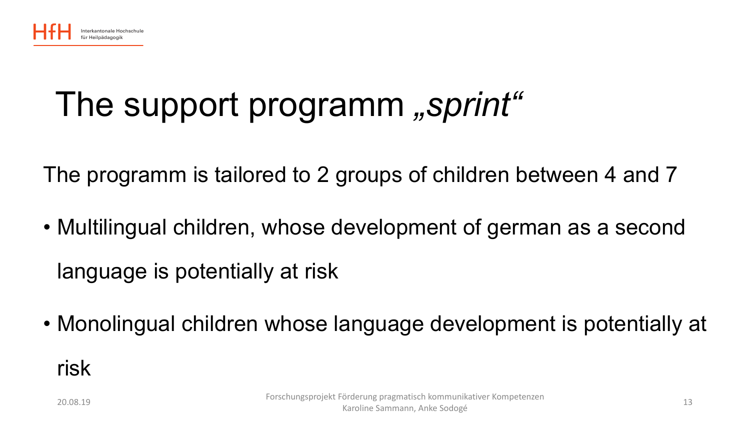# The support programm *„sprint“*

The programm is tailored to 2 groups of children between 4 and 7

- Multilingual children, whose development of german as a second language is potentially at risk
- Monolingual children whose language development is potentially at risk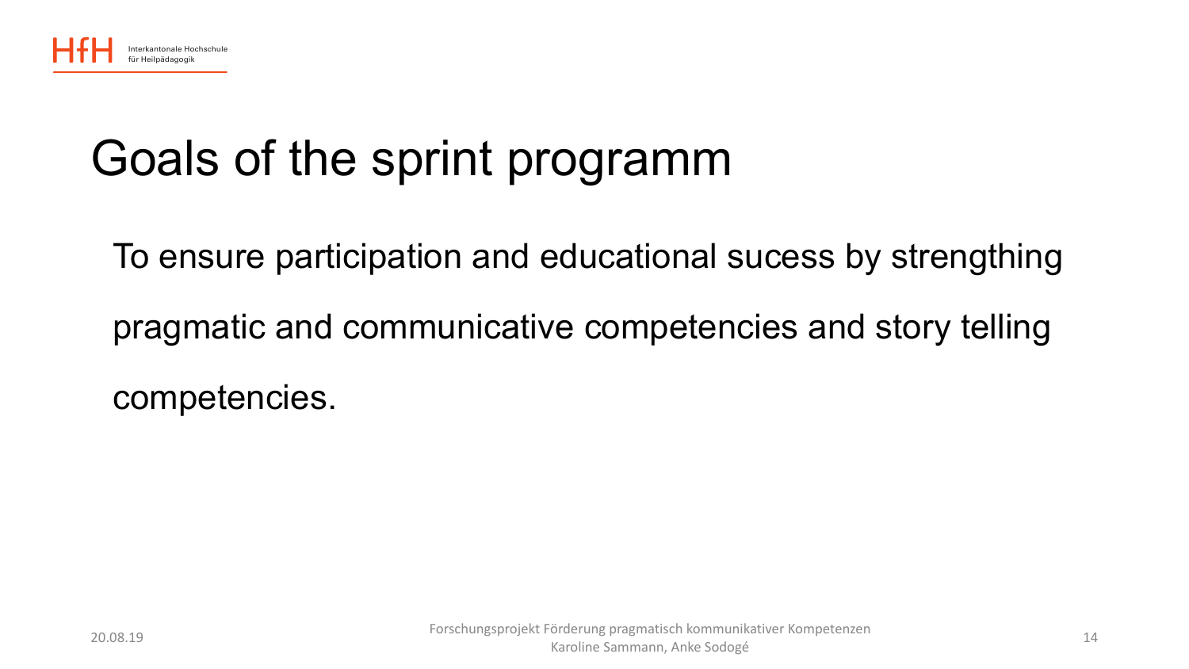# Goals of the sprint programm

To ensure participation and educational sucess by strengthing pragmatic and communicative competencies and story telling competencies.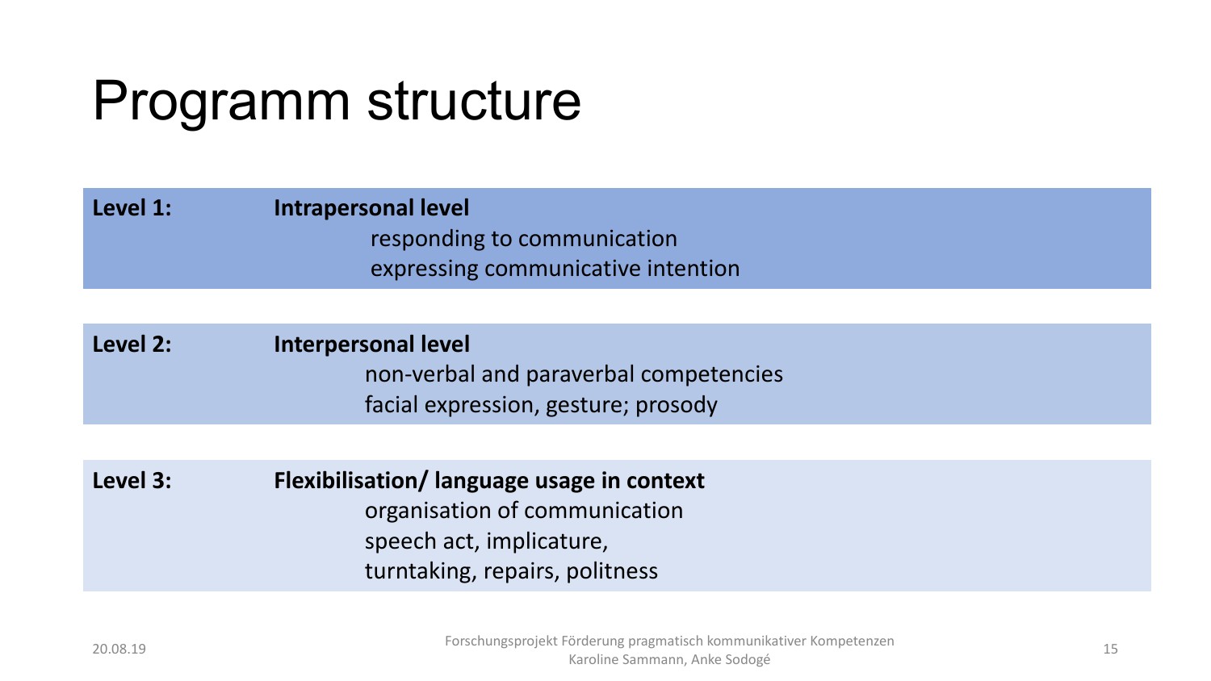# Programm structure

**Level 1:** **Intrapersonal level**
- responding to communication
- expressing communicative intention

**Level 2:** **Interpersonal level**
- non-verbal and paraverbal competencies
- facial expression, gesture; prosody

**Level 3:** **Flexibilisation/ language usage in context**
- organisation of communication
- speech act, implicature,
- turntaking, repairs, politness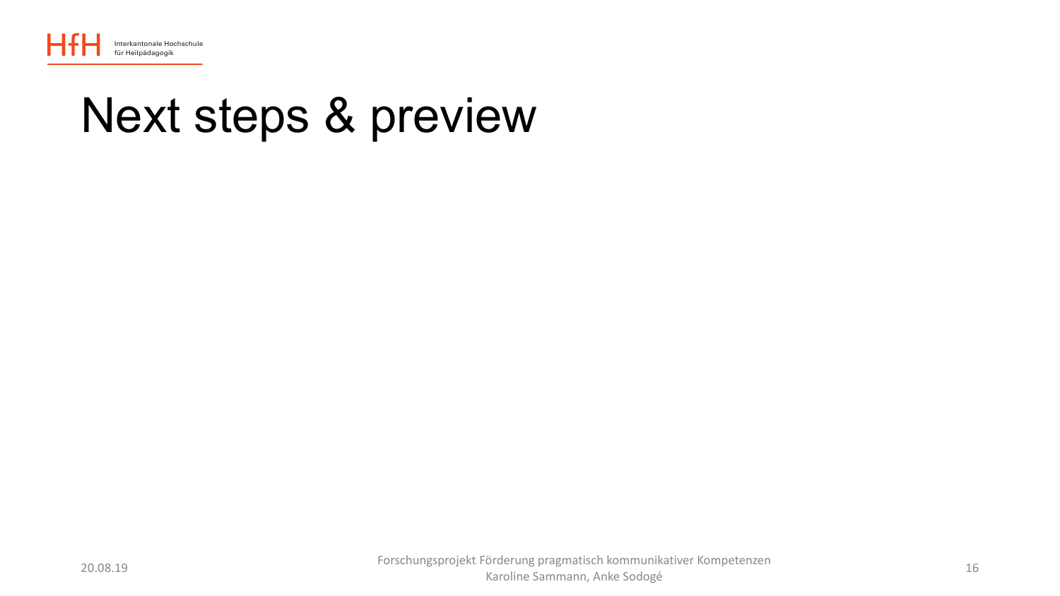# Next steps & preview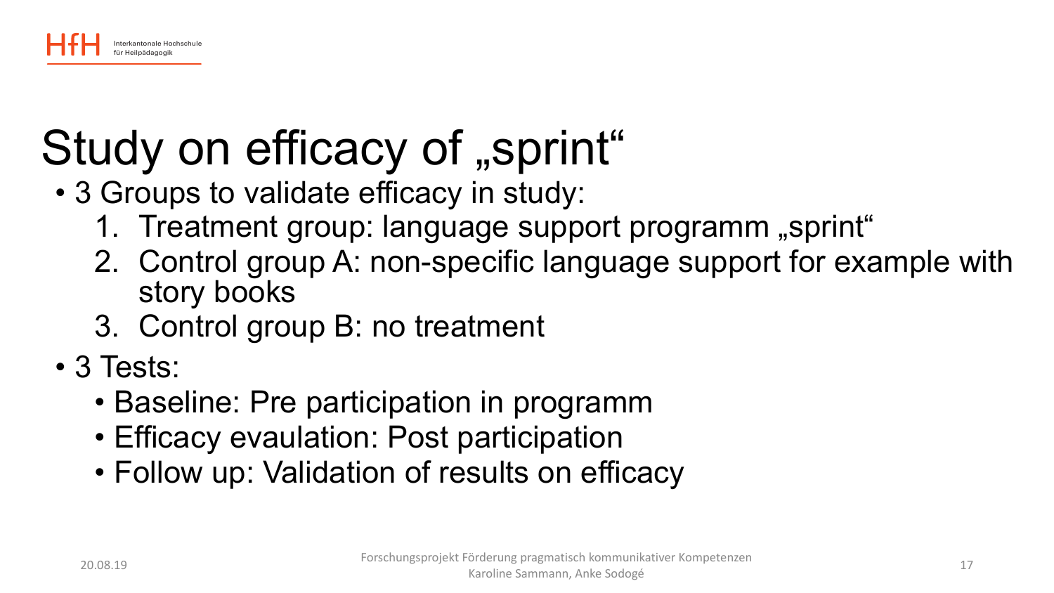# Study on efficacy of „sprint"

- 3 Groups to validate efficacy in study:
  1. Treatment group: language support programm „sprint"
  2. Control group A: non-specific language support for example with story books
  3. Control group B: no treatment
- 3 Tests:
  - Baseline: Pre participation in programm
  - Efficacy evaulation: Post participation
  - Follow up: Validation of results on efficacy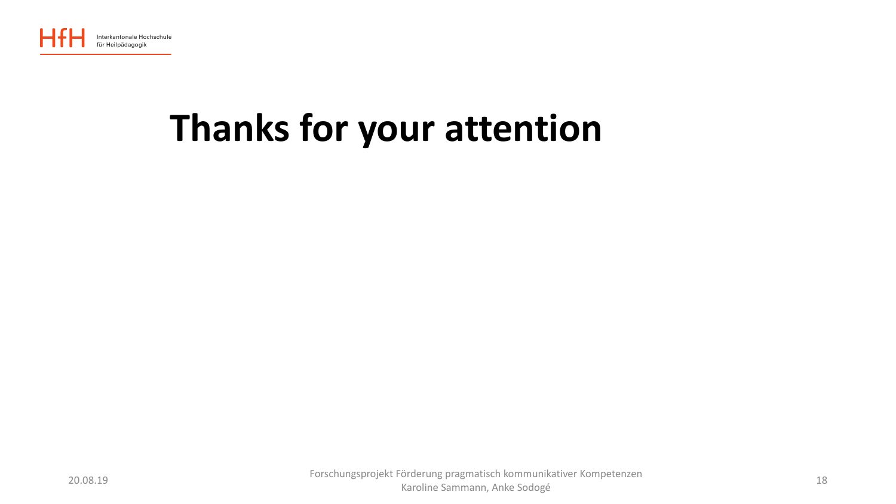# Thanks for your attention